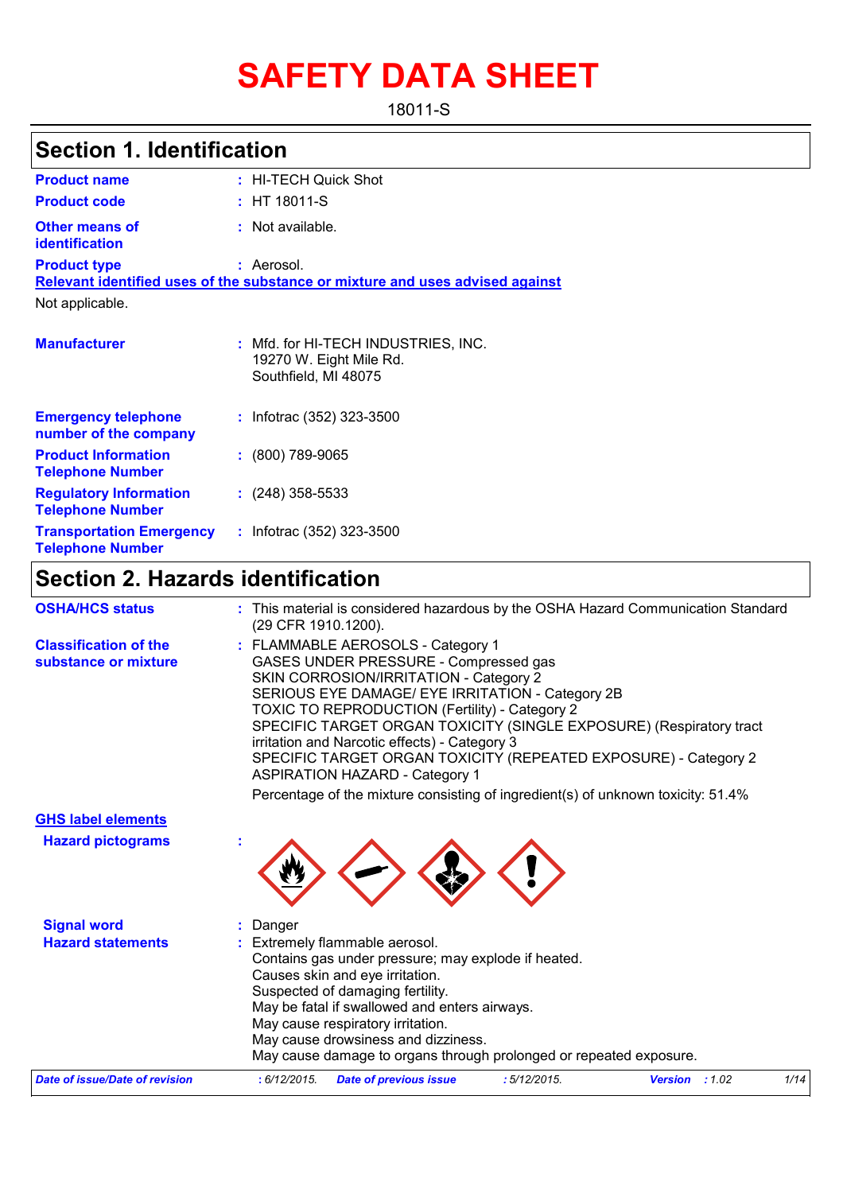# SAFETY DATA SHEET

18011-S

## Section 1. Identification

| | | |
|---|---|---|
| **Product name** | : | HI-TECH Quick Shot |
| **Product code** | : | HT 18011-S |
| **Other means of identification** | : | Not available. |
| **Product type** | : | Aerosol. |

**Relevant identified uses of the substance or mixture and uses advised against**

Not applicable.

| | | |
|---|---|---|
| **Manufacturer** | : | Mfd. for HI-TECH INDUSTRIES, INC.<br>19270 W. Eight Mile Rd.<br>Southfield, MI 48075 |
| **Emergency telephone number of the company** | : | Infotrac (352) 323-3500 |
| **Product Information Telephone Number** | : | (800) 789-9065 |
| **Regulatory Information Telephone Number** | : | (248) 358-5533 |
| **Transportation Emergency Telephone Number** | : | Infotrac (352) 323-3500 |

## Section 2. Hazards identification

**OSHA/HCS status** : This material is considered hazardous by the OSHA Hazard Communication Standard (29 CFR 1910.1200).

**Classification of the substance or mixture** :
FLAMMABLE AEROSOLS - Category 1
GASES UNDER PRESSURE - Compressed gas
SKIN CORROSION/IRRITATION - Category 2
SERIOUS EYE DAMAGE/ EYE IRRITATION - Category 2B
TOXIC TO REPRODUCTION (Fertility) - Category 2
SPECIFIC TARGET ORGAN TOXICITY (SINGLE EXPOSURE) (Respiratory tract irritation and Narcotic effects) - Category 3
SPECIFIC TARGET ORGAN TOXICITY (REPEATED EXPOSURE) - Category 2
ASPIRATION HAZARD - Category 1

Percentage of the mixture consisting of ingredient(s) of unknown toxicity: 51.4%

**GHS label elements**

**Hazard pictograms** :

**Signal word** : Danger

**Hazard statements** :
Extremely flammable aerosol.
Contains gas under pressure; may explode if heated.
Causes skin and eye irritation.
Suspected of damaging fertility.
May be fatal if swallowed and enters airways.
May cause respiratory irritation.
May cause drowsiness and dizziness.
May cause damage to organs through prolonged or repeated exposure.

*Date of issue/Date of revision* : 6/12/2015. *Date of previous issue* : 5/12/2015. *Version* : 1.02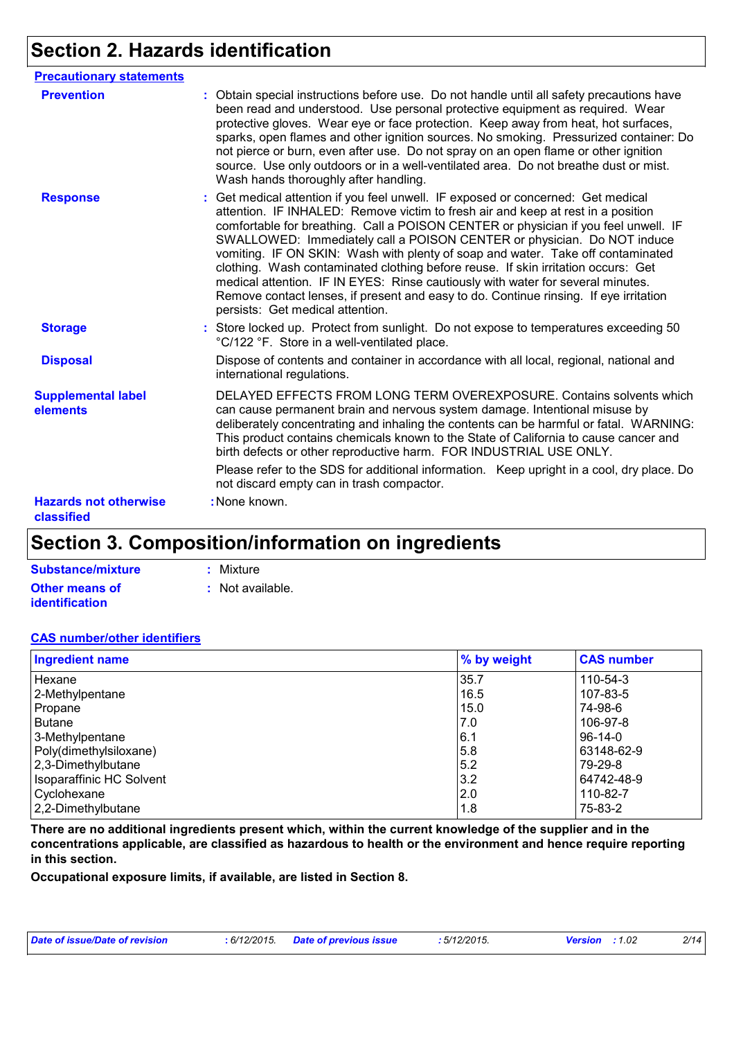## Section 2. Hazards identification

**Precautionary statements**

**Prevention** : Obtain special instructions before use. Do not handle until all safety precautions have been read and understood. Use personal protective equipment as required. Wear protective gloves. Wear eye or face protection. Keep away from heat, hot surfaces, sparks, open flames and other ignition sources. No smoking. Pressurized container: Do not pierce or burn, even after use. Do not spray on an open flame or other ignition source. Use only outdoors or in a well-ventilated area. Do not breathe dust or mist. Wash hands thoroughly after handling.

**Response** : Get medical attention if you feel unwell. IF exposed or concerned: Get medical attention. IF INHALED: Remove victim to fresh air and keep at rest in a position comfortable for breathing. Call a POISON CENTER or physician if you feel unwell. IF SWALLOWED: Immediately call a POISON CENTER or physician. Do NOT induce vomiting. IF ON SKIN: Wash with plenty of soap and water. Take off contaminated clothing. Wash contaminated clothing before reuse. If skin irritation occurs: Get medical attention. IF IN EYES: Rinse cautiously with water for several minutes. Remove contact lenses, if present and easy to do. Continue rinsing. If eye irritation persists: Get medical attention.

**Storage** : Store locked up. Protect from sunlight. Do not expose to temperatures exceeding 50 °C/122 °F. Store in a well-ventilated place.

**Disposal** Dispose of contents and container in accordance with all local, regional, national and international regulations.

**Supplemental label elements** DELAYED EFFECTS FROM LONG TERM OVEREXPOSURE. Contains solvents which can cause permanent brain and nervous system damage. Intentional misuse by deliberately concentrating and inhaling the contents can be harmful or fatal. WARNING: This product contains chemicals known to the State of California to cause cancer and birth defects or other reproductive harm. FOR INDUSTRIAL USE ONLY.

Please refer to the SDS for additional information. Keep upright in a cool, dry place. Do not discard empty can in trash compactor.

**Hazards not otherwise classified** : None known.

## Section 3. Composition/information on ingredients

**Substance/mixture** : Mixture

**Other means of identification** : Not available.

**CAS number/other identifiers**

| Ingredient name | % by weight | CAS number |
|---|---|---|
| Hexane | 35.7 | 110-54-3 |
| 2-Methylpentane | 16.5 | 107-83-5 |
| Propane | 15.0 | 74-98-6 |
| Butane | 7.0 | 106-97-8 |
| 3-Methylpentane | 6.1 | 96-14-0 |
| Poly(dimethylsiloxane) | 5.8 | 63148-62-9 |
| 2,3-Dimethylbutane | 5.2 | 79-29-8 |
| Isoparaffinic HC Solvent | 3.2 | 64742-48-9 |
| Cyclohexane | 2.0 | 110-82-7 |
| 2,2-Dimethylbutane | 1.8 | 75-83-2 |

**There are no additional ingredients present which, within the current knowledge of the supplier and in the concentrations applicable, are classified as hazardous to health or the environment and hence require reporting in this section.**

**Occupational exposure limits, if available, are listed in Section 8.**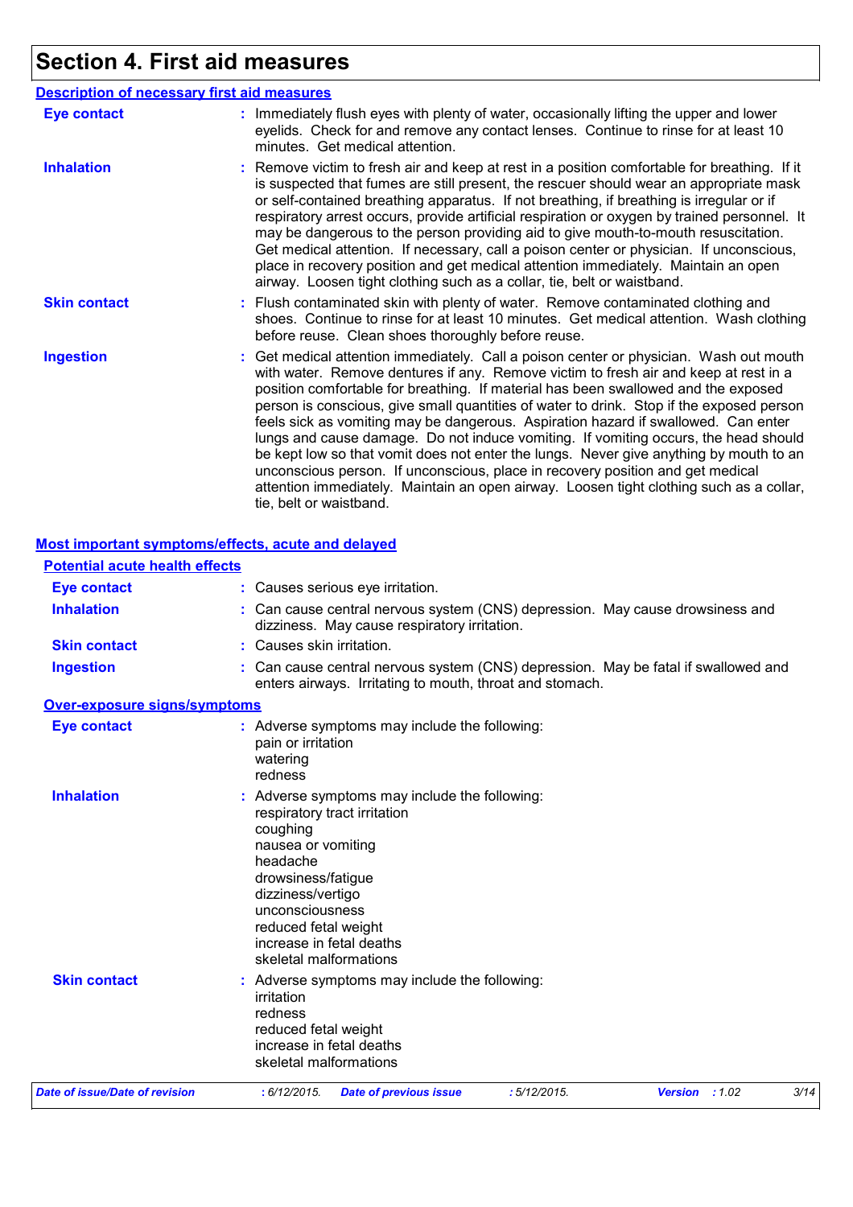# Section 4. First aid measures

## Description of necessary first aid measures

**Eye contact** : Immediately flush eyes with plenty of water, occasionally lifting the upper and lower eyelids. Check for and remove any contact lenses. Continue to rinse for at least 10 minutes. Get medical attention.

**Inhalation** : Remove victim to fresh air and keep at rest in a position comfortable for breathing. If it is suspected that fumes are still present, the rescuer should wear an appropriate mask or self-contained breathing apparatus. If not breathing, if breathing is irregular or if respiratory arrest occurs, provide artificial respiration or oxygen by trained personnel. It may be dangerous to the person providing aid to give mouth-to-mouth resuscitation. Get medical attention. If necessary, call a poison center or physician. If unconscious, place in recovery position and get medical attention immediately. Maintain an open airway. Loosen tight clothing such as a collar, tie, belt or waistband.

**Skin contact** : Flush contaminated skin with plenty of water. Remove contaminated clothing and shoes. Continue to rinse for at least 10 minutes. Get medical attention. Wash clothing before reuse. Clean shoes thoroughly before reuse.

**Ingestion** : Get medical attention immediately. Call a poison center or physician. Wash out mouth with water. Remove dentures if any. Remove victim to fresh air and keep at rest in a position comfortable for breathing. If material has been swallowed and the exposed person is conscious, give small quantities of water to drink. Stop if the exposed person feels sick as vomiting may be dangerous. Aspiration hazard if swallowed. Can enter lungs and cause damage. Do not induce vomiting. If vomiting occurs, the head should be kept low so that vomit does not enter the lungs. Never give anything by mouth to an unconscious person. If unconscious, place in recovery position and get medical attention immediately. Maintain an open airway. Loosen tight clothing such as a collar, tie, belt or waistband.

## Most important symptoms/effects, acute and delayed

### Potential acute health effects

**Eye contact** : Causes serious eye irritation.

**Inhalation** : Can cause central nervous system (CNS) depression. May cause drowsiness and dizziness. May cause respiratory irritation.

**Skin contact** : Causes skin irritation.

**Ingestion** : Can cause central nervous system (CNS) depression. May be fatal if swallowed and enters airways. Irritating to mouth, throat and stomach.

### Over-exposure signs/symptoms

**Eye contact** : Adverse symptoms may include the following:
pain or irritation
watering
redness

**Inhalation** : Adverse symptoms may include the following:
respiratory tract irritation
coughing
nausea or vomiting
headache
drowsiness/fatigue
dizziness/vertigo
unconsciousness
reduced fetal weight
increase in fetal deaths
skeletal malformations

**Skin contact** : Adverse symptoms may include the following:
irritation
redness
reduced fetal weight
increase in fetal deaths
skeletal malformations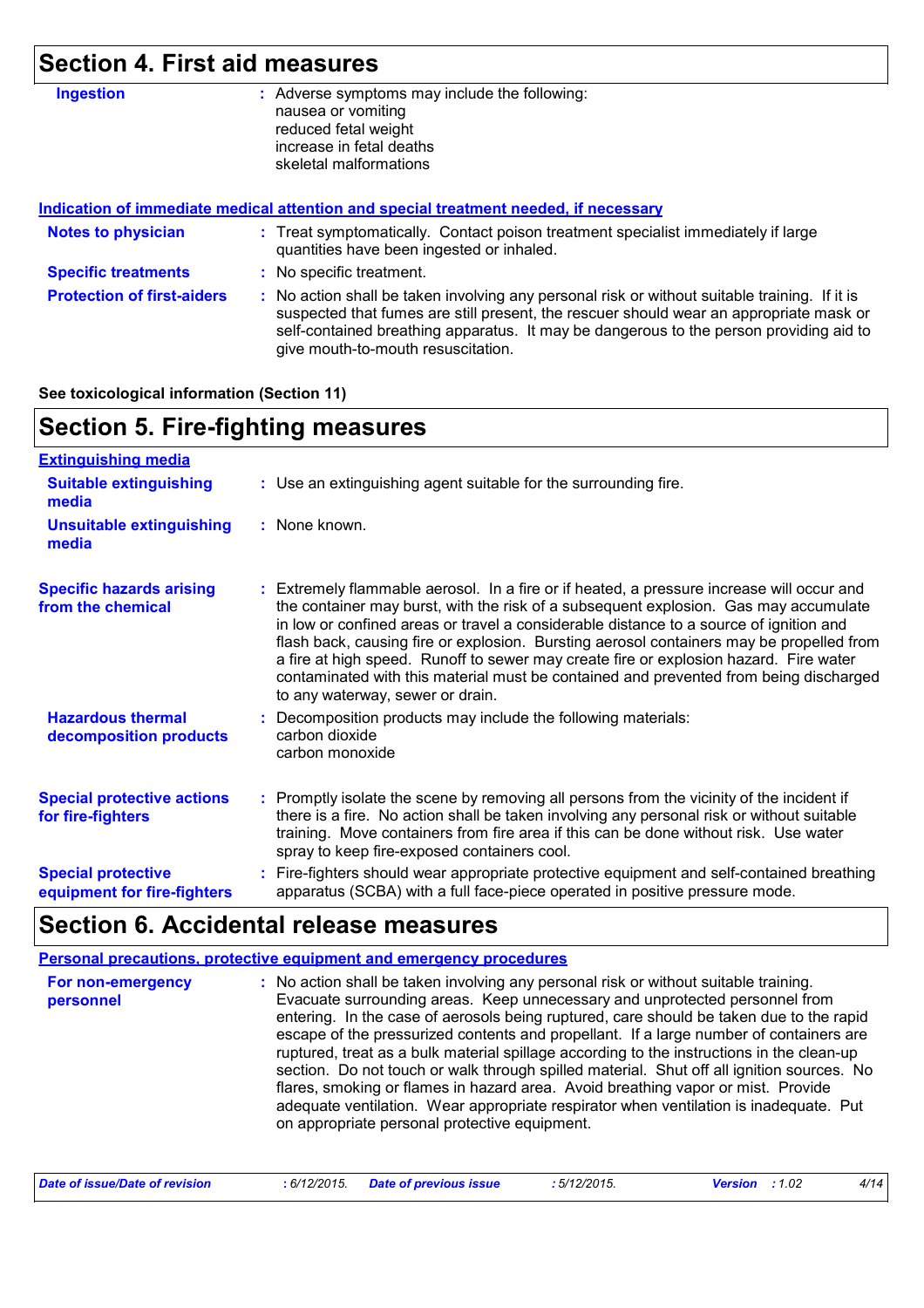## Section 4. First aid measures

**Ingestion** : Adverse symptoms may include the following:
nausea or vomiting
reduced fetal weight
increase in fetal deaths
skeletal malformations

### Indication of immediate medical attention and special treatment needed, if necessary

**Notes to physician** : Treat symptomatically. Contact poison treatment specialist immediately if large quantities have been ingested or inhaled.

**Specific treatments** : No specific treatment.

**Protection of first-aiders** : No action shall be taken involving any personal risk or without suitable training. If it is suspected that fumes are still present, the rescuer should wear an appropriate mask or self-contained breathing apparatus. It may be dangerous to the person providing aid to give mouth-to-mouth resuscitation.

**See toxicological information (Section 11)**

## Section 5. Fire-fighting measures

### Extinguishing media

**Suitable extinguishing media** : Use an extinguishing agent suitable for the surrounding fire.

**Unsuitable extinguishing media** : None known.

**Specific hazards arising from the chemical** : Extremely flammable aerosol. In a fire or if heated, a pressure increase will occur and the container may burst, with the risk of a subsequent explosion. Gas may accumulate in low or confined areas or travel a considerable distance to a source of ignition and flash back, causing fire or explosion. Bursting aerosol containers may be propelled from a fire at high speed. Runoff to sewer may create fire or explosion hazard. Fire water contaminated with this material must be contained and prevented from being discharged to any waterway, sewer or drain.

**Hazardous thermal decomposition products** : Decomposition products may include the following materials:
carbon dioxide
carbon monoxide

**Special protective actions for fire-fighters** : Promptly isolate the scene by removing all persons from the vicinity of the incident if there is a fire. No action shall be taken involving any personal risk or without suitable training. Move containers from fire area if this can be done without risk. Use water spray to keep fire-exposed containers cool.

**Special protective equipment for fire-fighters** : Fire-fighters should wear appropriate protective equipment and self-contained breathing apparatus (SCBA) with a full face-piece operated in positive pressure mode.

## Section 6. Accidental release measures

### Personal precautions, protective equipment and emergency procedures

**For non-emergency personnel** : No action shall be taken involving any personal risk or without suitable training. Evacuate surrounding areas. Keep unnecessary and unprotected personnel from entering. In the case of aerosols being ruptured, care should be taken due to the rapid escape of the pressurized contents and propellant. If a large number of containers are ruptured, treat as a bulk material spillage according to the instructions in the clean-up section. Do not touch or walk through spilled material. Shut off all ignition sources. No flares, smoking or flames in hazard area. Avoid breathing vapor or mist. Provide adequate ventilation. Wear appropriate respirator when ventilation is inadequate. Put on appropriate personal protective equipment.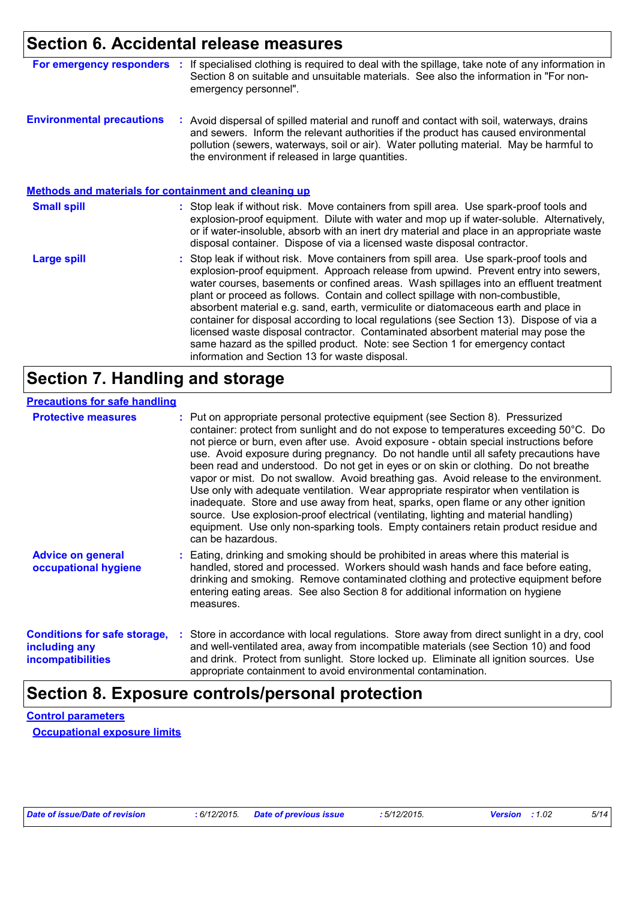## Section 6. Accidental release measures

**For emergency responders** : If specialised clothing is required to deal with the spillage, take note of any information in Section 8 on suitable and unsuitable materials. See also the information in "For non-emergency personnel".

**Environmental precautions** : Avoid dispersal of spilled material and runoff and contact with soil, waterways, drains and sewers. Inform the relevant authorities if the product has caused environmental pollution (sewers, waterways, soil or air). Water polluting material. May be harmful to the environment if released in large quantities.

### Methods and materials for containment and cleaning up

**Small spill** : Stop leak if without risk. Move containers from spill area. Use spark-proof tools and explosion-proof equipment. Dilute with water and mop up if water-soluble. Alternatively, or if water-insoluble, absorb with an inert dry material and place in an appropriate waste disposal container. Dispose of via a licensed waste disposal contractor.

**Large spill** : Stop leak if without risk. Move containers from spill area. Use spark-proof tools and explosion-proof equipment. Approach release from upwind. Prevent entry into sewers, water courses, basements or confined areas. Wash spillages into an effluent treatment plant or proceed as follows. Contain and collect spillage with non-combustible, absorbent material e.g. sand, earth, vermiculite or diatomaceous earth and place in container for disposal according to local regulations (see Section 13). Dispose of via a licensed waste disposal contractor. Contaminated absorbent material may pose the same hazard as the spilled product. Note: see Section 1 for emergency contact information and Section 13 for waste disposal.

## Section 7. Handling and storage

### Precautions for safe handling

**Protective measures** : Put on appropriate personal protective equipment (see Section 8). Pressurized container: protect from sunlight and do not expose to temperatures exceeding 50°C. Do not pierce or burn, even after use. Avoid exposure - obtain special instructions before use. Avoid exposure during pregnancy. Do not handle until all safety precautions have been read and understood. Do not get in eyes or on skin or clothing. Do not breathe vapor or mist. Do not swallow. Avoid breathing gas. Avoid release to the environment. Use only with adequate ventilation. Wear appropriate respirator when ventilation is inadequate. Store and use away from heat, sparks, open flame or any other ignition source. Use explosion-proof electrical (ventilating, lighting and material handling) equipment. Use only non-sparking tools. Empty containers retain product residue and can be hazardous.

**Advice on general occupational hygiene** : Eating, drinking and smoking should be prohibited in areas where this material is handled, stored and processed. Workers should wash hands and face before eating, drinking and smoking. Remove contaminated clothing and protective equipment before entering eating areas. See also Section 8 for additional information on hygiene measures.

**Conditions for safe storage, including any incompatibilities** : Store in accordance with local regulations. Store away from direct sunlight in a dry, cool and well-ventilated area, away from incompatible materials (see Section 10) and food and drink. Protect from sunlight. Store locked up. Eliminate all ignition sources. Use appropriate containment to avoid environmental contamination.

## Section 8. Exposure controls/personal protection

### Control parameters

#### Occupational exposure limits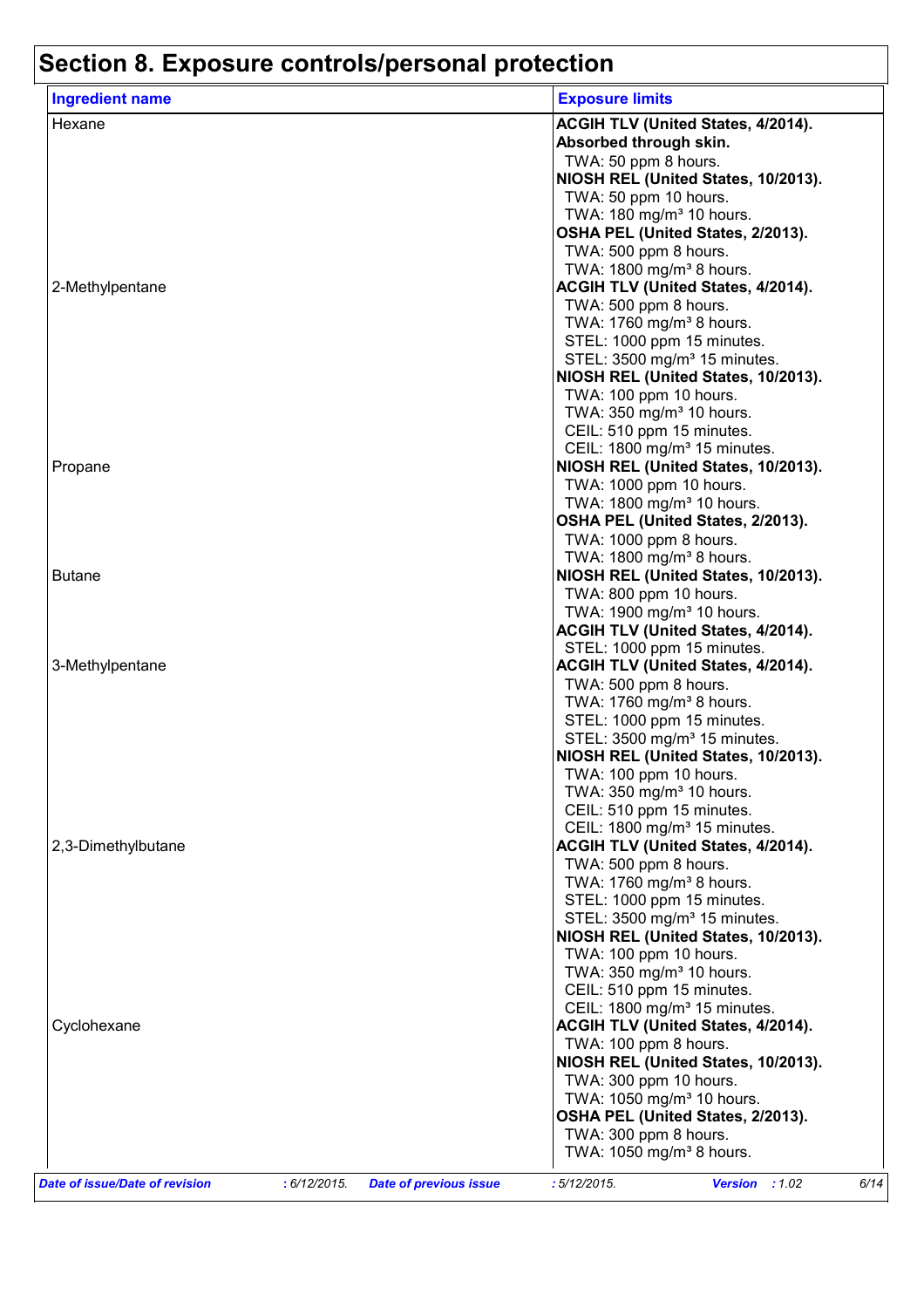## Section 8. Exposure controls/personal protection

| Ingredient name | Exposure limits |
|---|---|
| Hexane | **ACGIH TLV (United States, 4/2014). Absorbed through skin.**<br>TWA: 50 ppm 8 hours.<br>**NIOSH REL (United States, 10/2013).**<br>TWA: 50 ppm 10 hours.<br>TWA: 180 mg/m³ 10 hours.<br>**OSHA PEL (United States, 2/2013).**<br>TWA: 500 ppm 8 hours.<br>TWA: 1800 mg/m³ 8 hours. |
| 2-Methylpentane | **ACGIH TLV (United States, 4/2014).**<br>TWA: 500 ppm 8 hours.<br>TWA: 1760 mg/m³ 8 hours.<br>STEL: 1000 ppm 15 minutes.<br>STEL: 3500 mg/m³ 15 minutes.<br>**NIOSH REL (United States, 10/2013).**<br>TWA: 100 ppm 10 hours.<br>TWA: 350 mg/m³ 10 hours.<br>CEIL: 510 ppm 15 minutes.<br>CEIL: 1800 mg/m³ 15 minutes. |
| Propane | **NIOSH REL (United States, 10/2013).**<br>TWA: 1000 ppm 10 hours.<br>TWA: 1800 mg/m³ 10 hours.<br>**OSHA PEL (United States, 2/2013).**<br>TWA: 1000 ppm 8 hours.<br>TWA: 1800 mg/m³ 8 hours. |
| Butane | **NIOSH REL (United States, 10/2013).**<br>TWA: 800 ppm 10 hours.<br>TWA: 1900 mg/m³ 10 hours.<br>**ACGIH TLV (United States, 4/2014).**<br>STEL: 1000 ppm 15 minutes. |
| 3-Methylpentane | **ACGIH TLV (United States, 4/2014).**<br>TWA: 500 ppm 8 hours.<br>TWA: 1760 mg/m³ 8 hours.<br>STEL: 1000 ppm 15 minutes.<br>STEL: 3500 mg/m³ 15 minutes.<br>**NIOSH REL (United States, 10/2013).**<br>TWA: 100 ppm 10 hours.<br>TWA: 350 mg/m³ 10 hours.<br>CEIL: 510 ppm 15 minutes.<br>CEIL: 1800 mg/m³ 15 minutes. |
| 2,3-Dimethylbutane | **ACGIH TLV (United States, 4/2014).**<br>TWA: 500 ppm 8 hours.<br>TWA: 1760 mg/m³ 8 hours.<br>STEL: 1000 ppm 15 minutes.<br>STEL: 3500 mg/m³ 15 minutes.<br>**NIOSH REL (United States, 10/2013).**<br>TWA: 100 ppm 10 hours.<br>TWA: 350 mg/m³ 10 hours.<br>CEIL: 510 ppm 15 minutes.<br>CEIL: 1800 mg/m³ 15 minutes. |
| Cyclohexane | **ACGIH TLV (United States, 4/2014).**<br>TWA: 100 ppm 8 hours.<br>**NIOSH REL (United States, 10/2013).**<br>TWA: 300 ppm 10 hours.<br>TWA: 1050 mg/m³ 10 hours.<br>**OSHA PEL (United States, 2/2013).**<br>TWA: 300 ppm 8 hours.<br>TWA: 1050 mg/m³ 8 hours. |

***Date of issue/Date of revision*** : 6/12/2015. ***Date of previous issue*** : 5/12/2015. ***Version*** : 1.02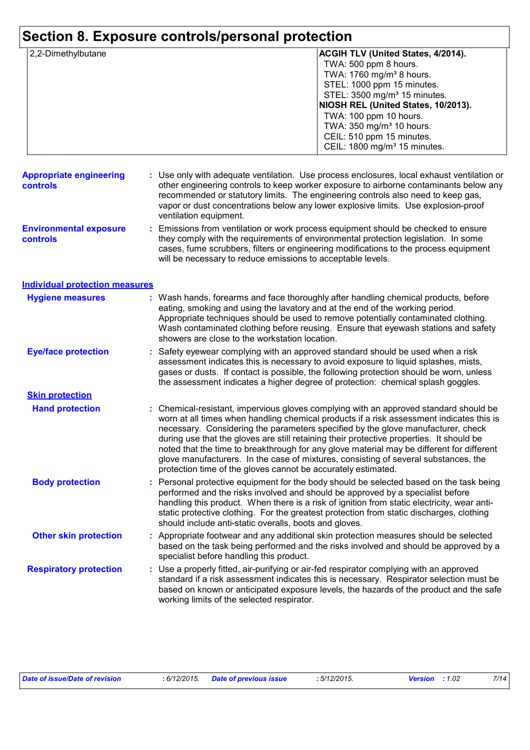# Section 8. Exposure controls/personal protection

| | |
|---|---|
| 2,2-Dimethylbutane | **ACGIH TLV (United States, 4/2014).**<br>TWA: 500 ppm 8 hours.<br>TWA: 1760 mg/m³ 8 hours.<br>STEL: 1000 ppm 15 minutes.<br>STEL: 3500 mg/m³ 15 minutes.<br>**NIOSH REL (United States, 10/2013).**<br>TWA: 100 ppm 10 hours.<br>TWA: 350 mg/m³ 10 hours.<br>CEIL: 510 ppm 15 minutes.<br>CEIL: 1800 mg/m³ 15 minutes. |

**Appropriate engineering controls** : Use only with adequate ventilation. Use process enclosures, local exhaust ventilation or other engineering controls to keep worker exposure to airborne contaminants below any recommended or statutory limits. The engineering controls also need to keep gas, vapor or dust concentrations below any lower explosive limits. Use explosion-proof ventilation equipment.

**Environmental exposure controls** : Emissions from ventilation or work process equipment should be checked to ensure they comply with the requirements of environmental protection legislation. In some cases, fume scrubbers, filters or engineering modifications to the process equipment will be necessary to reduce emissions to acceptable levels.

## Individual protection measures

**Hygiene measures** : Wash hands, forearms and face thoroughly after handling chemical products, before eating, smoking and using the lavatory and at the end of the working period. Appropriate techniques should be used to remove potentially contaminated clothing. Wash contaminated clothing before reusing. Ensure that eyewash stations and safety showers are close to the workstation location.

**Eye/face protection** : Safety eyewear complying with an approved standard should be used when a risk assessment indicates this is necessary to avoid exposure to liquid splashes, mists, gases or dusts. If contact is possible, the following protection should be worn, unless the assessment indicates a higher degree of protection: chemical splash goggles.

### Skin protection

**Hand protection** : Chemical-resistant, impervious gloves complying with an approved standard should be worn at all times when handling chemical products if a risk assessment indicates this is necessary. Considering the parameters specified by the glove manufacturer, check during use that the gloves are still retaining their protective properties. It should be noted that the time to breakthrough for any glove material may be different for different glove manufacturers. In the case of mixtures, consisting of several substances, the protection time of the gloves cannot be accurately estimated.

**Body protection** : Personal protective equipment for the body should be selected based on the task being performed and the risks involved and should be approved by a specialist before handling this product. When there is a risk of ignition from static electricity, wear anti-static protective clothing. For the greatest protection from static discharges, clothing should include anti-static overalls, boots and gloves.

**Other skin protection** : Appropriate footwear and any additional skin protection measures should be selected based on the task being performed and the risks involved and should be approved by a specialist before handling this product.

**Respiratory protection** : Use a properly fitted, air-purifying or air-fed respirator complying with an approved standard if a risk assessment indicates this is necessary. Respirator selection must be based on known or anticipated exposure levels, the hazards of the product and the safe working limits of the selected respirator.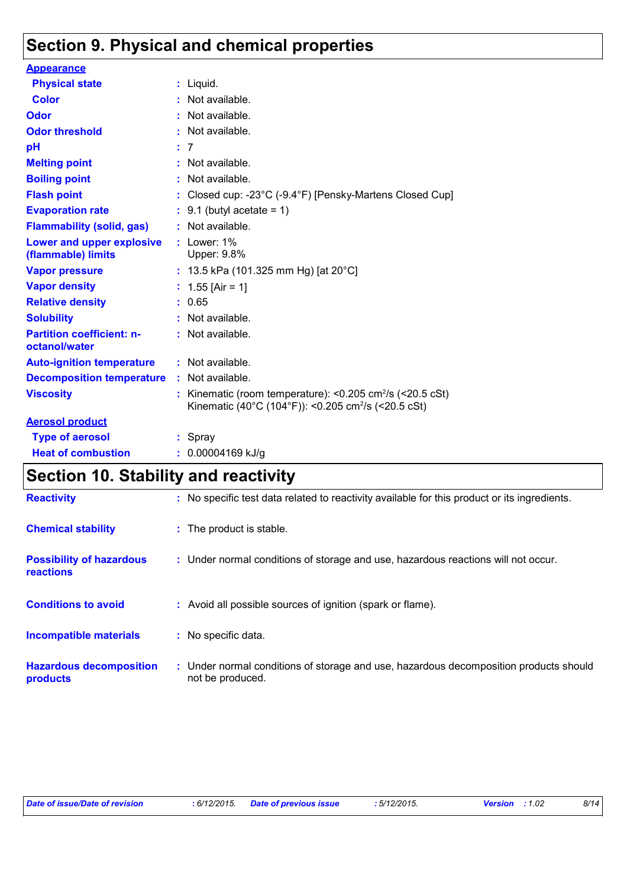# Section 9. Physical and chemical properties

**Appearance**

| | |
|---|---|
| **Physical state** | : Liquid. |
| **Color** | : Not available. |
| **Odor** | : Not available. |
| **Odor threshold** | : Not available. |
| **pH** | : 7 |
| **Melting point** | : Not available. |
| **Boiling point** | : Not available. |
| **Flash point** | : Closed cup: -23°C (-9.4°F) [Pensky-Martens Closed Cup] |
| **Evaporation rate** | : 9.1 (butyl acetate = 1) |
| **Flammability (solid, gas)** | : Not available. |
| **Lower and upper explosive (flammable) limits** | : Lower: 1%<br>Upper: 9.8% |
| **Vapor pressure** | : 13.5 kPa (101.325 mm Hg) [at 20°C] |
| **Vapor density** | : 1.55 [Air = 1] |
| **Relative density** | : 0.65 |
| **Solubility** | : Not available. |
| **Partition coefficient: n-octanol/water** | : Not available. |
| **Auto-ignition temperature** | : Not available. |
| **Decomposition temperature** | : Not available. |
| **Viscosity** | : Kinematic (room temperature): <0.205 $cm^2/s$ (<20.5 cSt)<br>Kinematic (40°C (104°F)): <0.205 $cm^2/s$ (<20.5 cSt) |

**Aerosol product**

| | |
|---|---|
| **Type of aerosol** | : Spray |
| **Heat of combustion** | : 0.00004169 kJ/g |

# Section 10. Stability and reactivity

| | |
|---|---|
| **Reactivity** | : No specific test data related to reactivity available for this product or its ingredients. |
| **Chemical stability** | : The product is stable. |
| **Possibility of hazardous reactions** | : Under normal conditions of storage and use, hazardous reactions will not occur. |
| **Conditions to avoid** | : Avoid all possible sources of ignition (spark or flame). |
| **Incompatible materials** | : No specific data. |
| **Hazardous decomposition products** | : Under normal conditions of storage and use, hazardous decomposition products should not be produced. |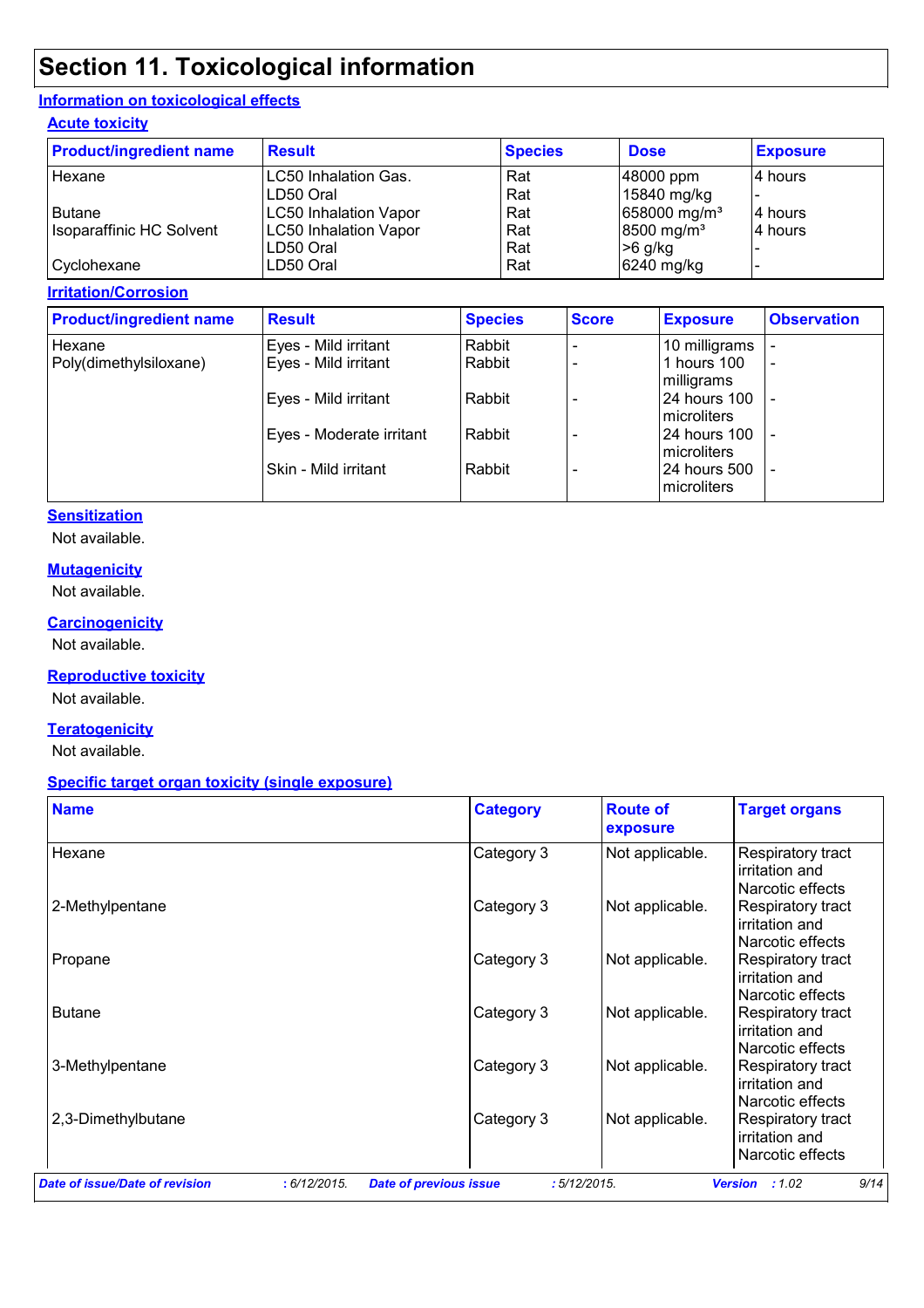# Section 11. Toxicological information

## Information on toxicological effects

### Acute toxicity

| Product/ingredient name | Result | Species | Dose | Exposure |
| --- | --- | --- | --- | --- |
| Hexane | LC50 Inhalation Gas. | Rat | 48000 ppm | 4 hours |
| | LD50 Oral | Rat | 15840 mg/kg | - |
| Butane | LC50 Inhalation Vapor | Rat | 658000 mg/m³ | 4 hours |
| Isoparaffinic HC Solvent | LC50 Inhalation Vapor | Rat | 8500 mg/m³ | 4 hours |
| | LD50 Oral | Rat | >6 g/kg | - |
| Cyclohexane | LD50 Oral | Rat | 6240 mg/kg | - |

### Irritation/Corrosion

| Product/ingredient name | Result | Species | Score | Exposure | Observation |
| --- | --- | --- | --- | --- | --- |
| Hexane | Eyes - Mild irritant | Rabbit | - | 10 milligrams | - |
| Poly(dimethylsiloxane) | Eyes - Mild irritant | Rabbit | - | 1 hours 100 milligrams | - |
| | Eyes - Mild irritant | Rabbit | - | 24 hours 100 microliters | - |
| | Eyes - Moderate irritant | Rabbit | - | 24 hours 100 microliters | - |
| | Skin - Mild irritant | Rabbit | - | 24 hours 500 microliters | - |

### Sensitization

Not available.

### Mutagenicity

Not available.

### Carcinogenicity

Not available.

### Reproductive toxicity

Not available.

### Teratogenicity

Not available.

### Specific target organ toxicity (single exposure)

| Name | Category | Route of exposure | Target organs |
| --- | --- | --- | --- |
| Hexane | Category 3 | Not applicable. | Respiratory tract irritation and Narcotic effects |
| 2-Methylpentane | Category 3 | Not applicable. | Respiratory tract irritation and Narcotic effects |
| Propane | Category 3 | Not applicable. | Respiratory tract irritation and Narcotic effects |
| Butane | Category 3 | Not applicable. | Respiratory tract irritation and Narcotic effects |
| 3-Methylpentane | Category 3 | Not applicable. | Respiratory tract irritation and Narcotic effects |
| 2,3-Dimethylbutane | Category 3 | Not applicable. | Respiratory tract irritation and Narcotic effects |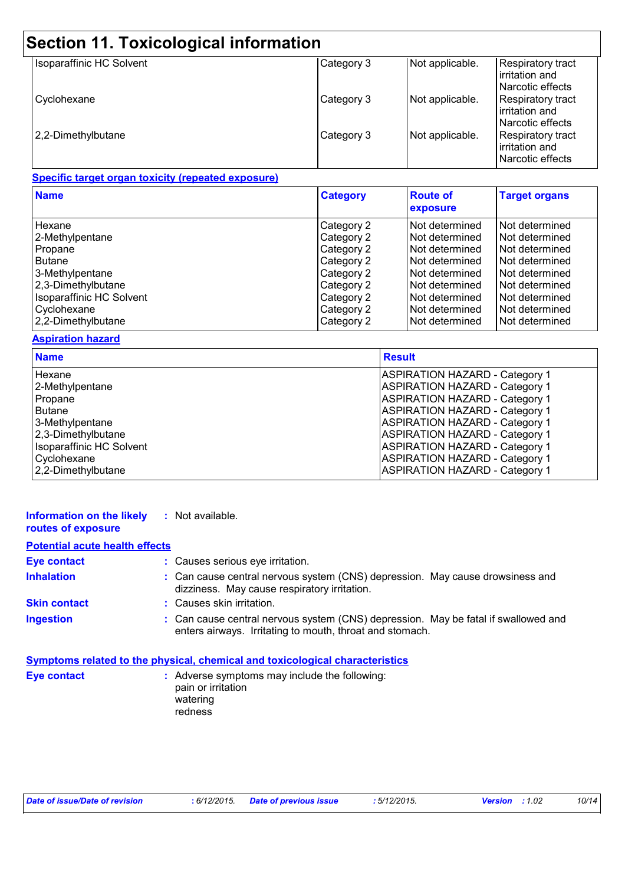# Section 11. Toxicological information

| | | | |
|---|---|---|---|
| Isoparaffinic HC Solvent | Category 3 | Not applicable. | Respiratory tract irritation and Narcotic effects |
| Cyclohexane | Category 3 | Not applicable. | Respiratory tract irritation and Narcotic effects |
| 2,2-Dimethylbutane | Category 3 | Not applicable. | Respiratory tract irritation and Narcotic effects |

**Specific target organ toxicity (repeated exposure)**

| Name | Category | Route of exposure | Target organs |
|---|---|---|---|
| Hexane | Category 2 | Not determined | Not determined |
| 2-Methylpentane | Category 2 | Not determined | Not determined |
| Propane | Category 2 | Not determined | Not determined |
| Butane | Category 2 | Not determined | Not determined |
| 3-Methylpentane | Category 2 | Not determined | Not determined |
| 2,3-Dimethylbutane | Category 2 | Not determined | Not determined |
| Isoparaffinic HC Solvent | Category 2 | Not determined | Not determined |
| Cyclohexane | Category 2 | Not determined | Not determined |
| 2,2-Dimethylbutane | Category 2 | Not determined | Not determined |

**Aspiration hazard**

| Name | Result |
|---|---|
| Hexane | ASPIRATION HAZARD - Category 1 |
| 2-Methylpentane | ASPIRATION HAZARD - Category 1 |
| Propane | ASPIRATION HAZARD - Category 1 |
| Butane | ASPIRATION HAZARD - Category 1 |
| 3-Methylpentane | ASPIRATION HAZARD - Category 1 |
| 2,3-Dimethylbutane | ASPIRATION HAZARD - Category 1 |
| Isoparaffinic HC Solvent | ASPIRATION HAZARD - Category 1 |
| Cyclohexane | ASPIRATION HAZARD - Category 1 |
| 2,2-Dimethylbutane | ASPIRATION HAZARD - Category 1 |

**Information on the likely routes of exposure** : Not available.

**Potential acute health effects**

**Eye contact** : Causes serious eye irritation.

**Inhalation** : Can cause central nervous system (CNS) depression. May cause drowsiness and dizziness. May cause respiratory irritation.

**Skin contact** : Causes skin irritation.

**Ingestion** : Can cause central nervous system (CNS) depression. May be fatal if swallowed and enters airways. Irritating to mouth, throat and stomach.

**Symptoms related to the physical, chemical and toxicological characteristics**

**Eye contact** : Adverse symptoms may include the following:
pain or irritation
watering
redness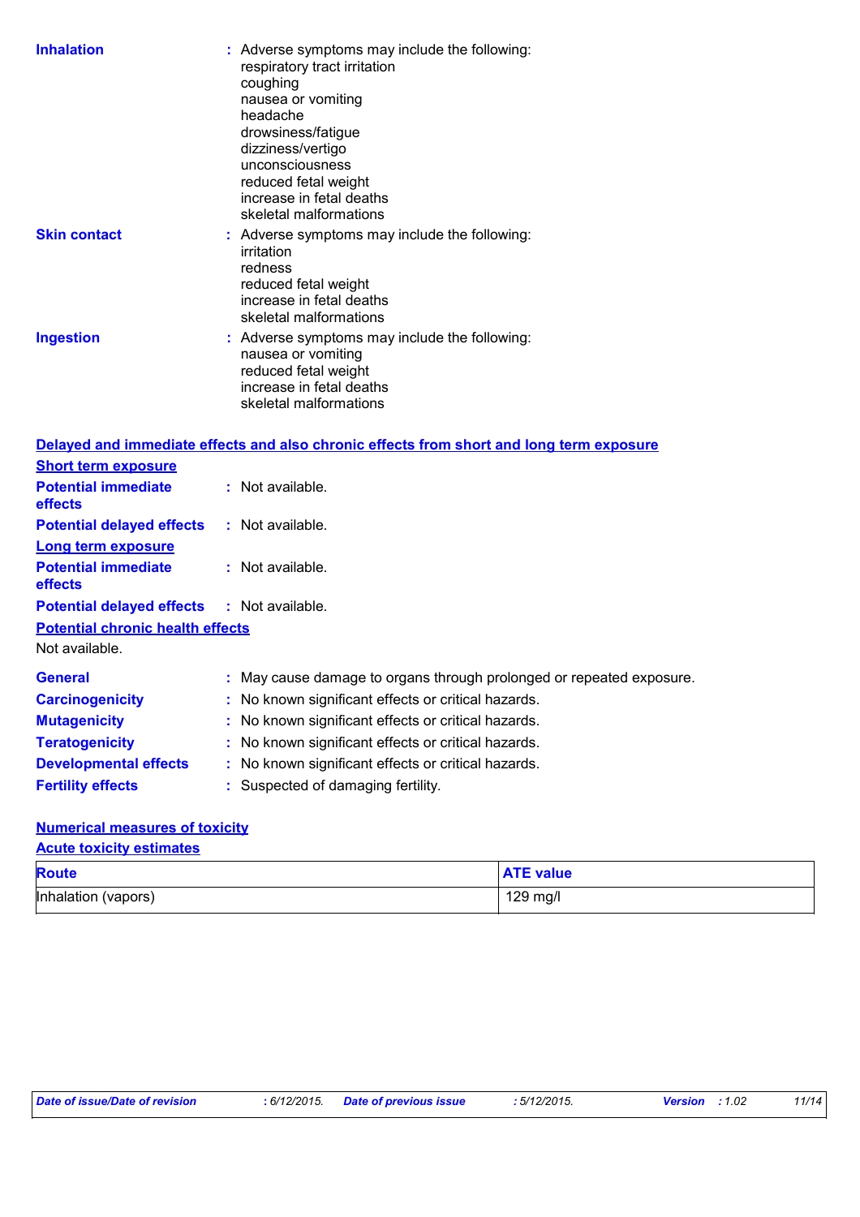**Inhalation** : Adverse symptoms may include the following:
respiratory tract irritation
coughing
nausea or vomiting
headache
drowsiness/fatigue
dizziness/vertigo
unconsciousness
reduced fetal weight
increase in fetal deaths
skeletal malformations

**Skin contact** : Adverse symptoms may include the following:
irritation
redness
reduced fetal weight
increase in fetal deaths
skeletal malformations

**Ingestion** : Adverse symptoms may include the following:
nausea or vomiting
reduced fetal weight
increase in fetal deaths
skeletal malformations

## Delayed and immediate effects and also chronic effects from short and long term exposure

### Short term exposure

**Potential immediate effects** : Not available.

**Potential delayed effects** : Not available.

### Long term exposure

**Potential immediate effects** : Not available.

**Potential delayed effects** : Not available.

### Potential chronic health effects

Not available.

**General** : May cause damage to organs through prolonged or repeated exposure.

**Carcinogenicity** : No known significant effects or critical hazards.

**Mutagenicity** : No known significant effects or critical hazards.

**Teratogenicity** : No known significant effects or critical hazards.

**Developmental effects** : No known significant effects or critical hazards.

**Fertility effects** : Suspected of damaging fertility.

## Numerical measures of toxicity

### Acute toxicity estimates

| Route | ATE value |
|---|---|
| Inhalation (vapors) | 129 mg/l |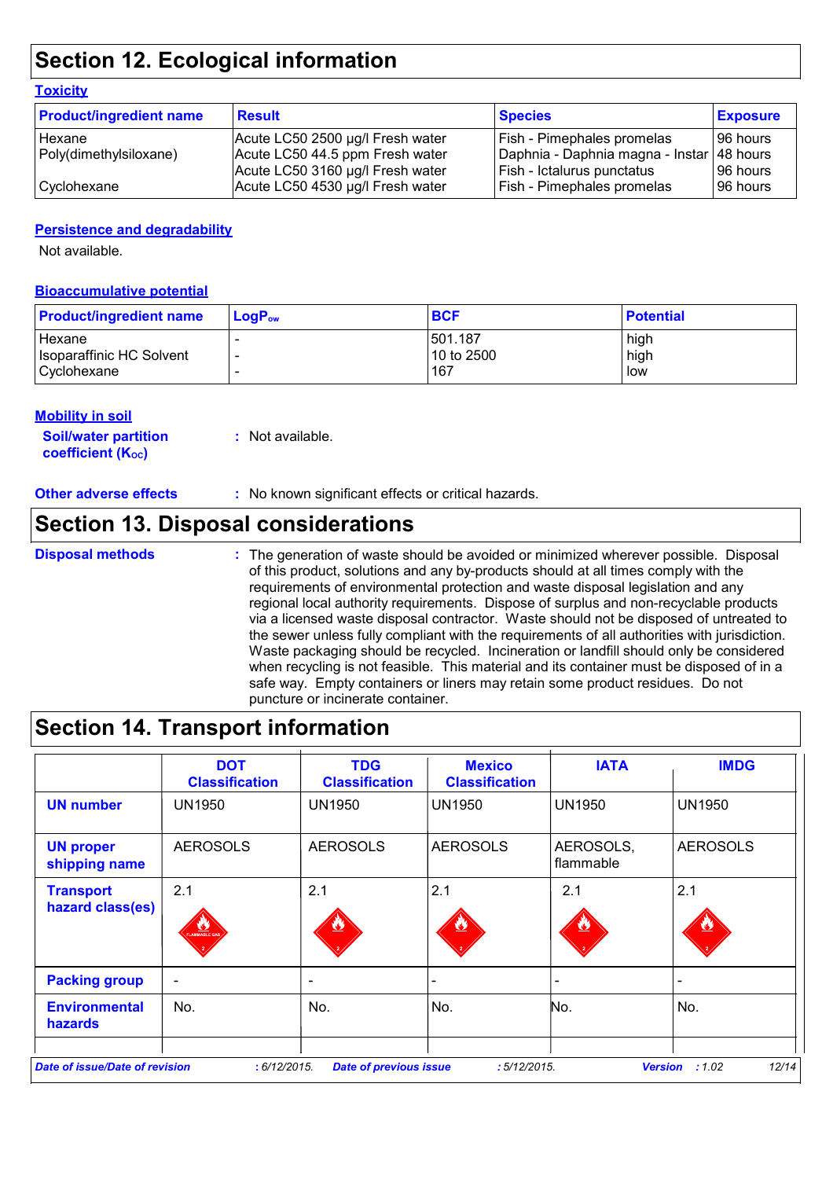# Section 12. Ecological information

### Toxicity

| Product/ingredient name | Result | Species | Exposure |
|---|---|---|---|
| Hexane | Acute LC50 2500 µg/l Fresh water | Fish - Pimephales promelas | 96 hours |
| Poly(dimethylsiloxane) | Acute LC50 44.5 ppm Fresh water | Daphnia - Daphnia magna - Instar | 48 hours |
| | Acute LC50 3160 µg/l Fresh water | Fish - Ictalurus punctatus | 96 hours |
| Cyclohexane | Acute LC50 4530 µg/l Fresh water | Fish - Pimephales promelas | 96 hours |

### Persistence and degradability

Not available.

### Bioaccumulative potential

| Product/ingredient name | $LogP_{ow}$ | BCF | Potential |
|---|---|---|---|
| Hexane | - | 501.187 | high |
| Isoparaffinic HC Solvent | - | 10 to 2500 | high |
| Cyclohexane | - | 167 | low |

### Mobility in soil

**Soil/water partition coefficient ($K_{OC}$)** : Not available.

**Other adverse effects** : No known significant effects or critical hazards.

# Section 13. Disposal considerations

**Disposal methods** : The generation of waste should be avoided or minimized wherever possible. Disposal of this product, solutions and any by-products should at all times comply with the requirements of environmental protection and waste disposal legislation and any regional local authority requirements. Dispose of surplus and non-recyclable products via a licensed waste disposal contractor. Waste should not be disposed of untreated to the sewer unless fully compliant with the requirements of all authorities with jurisdiction. Waste packaging should be recycled. Incineration or landfill should only be considered when recycling is not feasible. This material and its container must be disposed of in a safe way. Empty containers or liners may retain some product residues. Do not puncture or incinerate container.

# Section 14. Transport information

| | DOT Classification | TDG Classification | Mexico Classification | IATA | IMDG |
|---|---|---|---|---|---|
| **UN number** | UN1950 | UN1950 | UN1950 | UN1950 | UN1950 |
| **UN proper shipping name** | AEROSOLS | AEROSOLS | AEROSOLS | AEROSOLS, flammable | AEROSOLS |
| **Transport hazard class(es)** | 2.1 | 2.1 | 2.1 | 2.1 | 2.1 |
| **Packing group** | - | - | - | - | - |
| **Environmental hazards** | No. | No. | No. | No. | No. |

*Date of issue/Date of revision* : 6/12/2015. *Date of previous issue* : 5/12/2015. *Version* : 1.02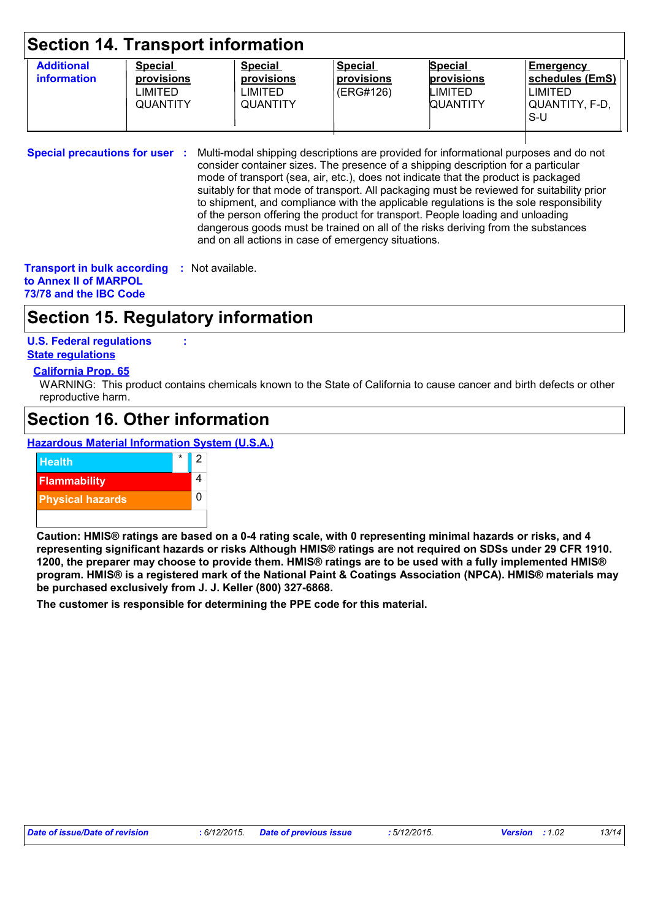# Section 14. Transport information

| Additional information | Special provisions LIMITED QUANTITY | Special provisions LIMITED QUANTITY | Special provisions (ERG#126) | Special provisions LIMITED QUANTITY | Emergency schedules (EmS) LIMITED QUANTITY, F-D, S-U |
|---|---|---|---|---|---|

**Special precautions for user** : Multi-modal shipping descriptions are provided for informational purposes and do not consider container sizes. The presence of a shipping description for a particular mode of transport (sea, air, etc.), does not indicate that the product is packaged suitably for that mode of transport. All packaging must be reviewed for suitability prior to shipment, and compliance with the applicable regulations is the sole responsibility of the person offering the product for transport. People loading and unloading dangerous goods must be trained on all of the risks deriving from the substances and on all actions in case of emergency situations.

**Transport in bulk according to Annex II of MARPOL 73/78 and the IBC Code** : Not available.

# Section 15. Regulatory information

**U.S. Federal regulations** :

**State regulations**

**California Prop. 65**

WARNING: This product contains chemicals known to the State of California to cause cancer and birth defects or other reproductive harm.

# Section 16. Other information

**Hazardous Material Information System (U.S.A.)**

| | | |
|---|---|---|
| Health | * | 2 |
| Flammability | | 4 |
| Physical hazards | | 0 |
| | | |

**Caution: HMIS® ratings are based on a 0-4 rating scale, with 0 representing minimal hazards or risks, and 4 representing significant hazards or risks Although HMIS® ratings are not required on SDSs under 29 CFR 1910. 1200, the preparer may choose to provide them. HMIS® ratings are to be used with a fully implemented HMIS® program. HMIS® is a registered mark of the National Paint & Coatings Association (NPCA). HMIS® materials may be purchased exclusively from J. J. Keller (800) 327-6868.**

**The customer is responsible for determining the PPE code for this material.**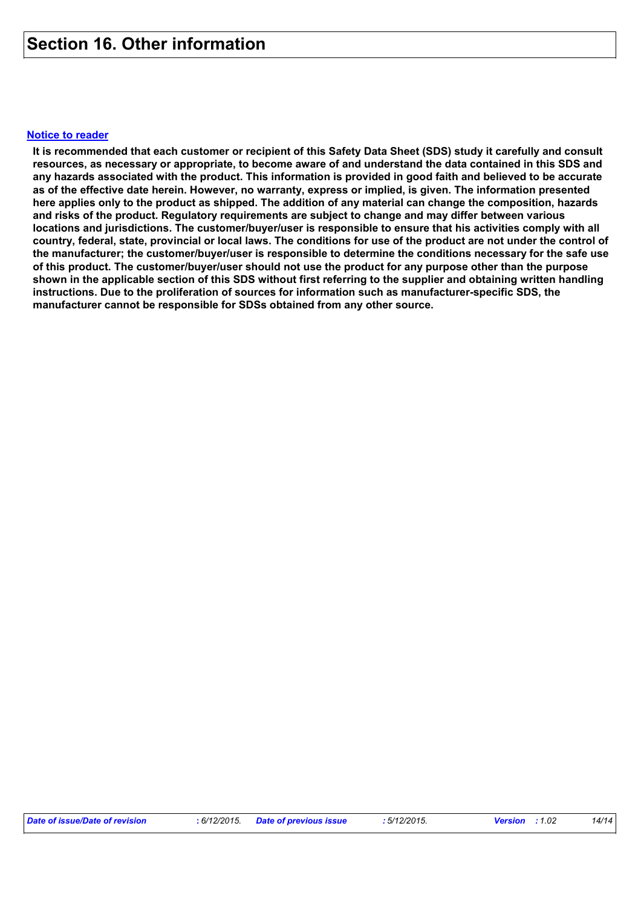# Section 16. Other information

**Notice to reader**

**It is recommended that each customer or recipient of this Safety Data Sheet (SDS) study it carefully and consult resources, as necessary or appropriate, to become aware of and understand the data contained in this SDS and any hazards associated with the product. This information is provided in good faith and believed to be accurate as of the effective date herein. However, no warranty, express or implied, is given. The information presented here applies only to the product as shipped. The addition of any material can change the composition, hazards and risks of the product. Regulatory requirements are subject to change and may differ between various locations and jurisdictions. The customer/buyer/user is responsible to ensure that his activities comply with all country, federal, state, provincial or local laws. The conditions for use of the product are not under the control of the manufacturer; the customer/buyer/user is responsible to determine the conditions necessary for the safe use of this product. The customer/buyer/user should not use the product for any purpose other than the purpose shown in the applicable section of this SDS without first referring to the supplier and obtaining written handling instructions. Due to the proliferation of sources for information such as manufacturer-specific SDS, the manufacturer cannot be responsible for SDSs obtained from any other source.**

*Date of issue/Date of revision* : 6/12/2015. *Date of previous issue* : 5/12/2015. *Version* : 1.02